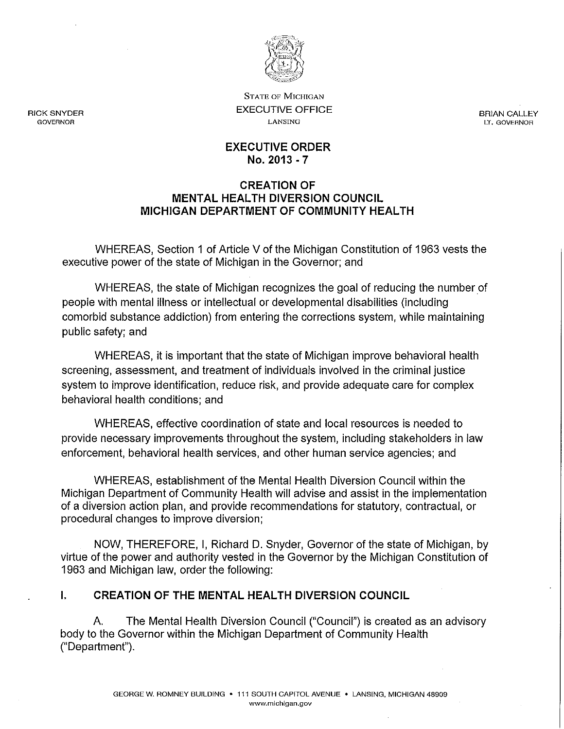RICK SNYDER
GOVERNOR

STATE OF MICHIGAN
EXECUTIVE OFFICE
LANSING

BRIAN CALLEY
LT. GOVERNOR

# EXECUTIVE ORDER
# No. 2013 - 7

## CREATION OF MENTAL HEALTH DIVERSION COUNCIL MICHIGAN DEPARTMENT OF COMMUNITY HEALTH

WHEREAS, Section 1 of Article V of the Michigan Constitution of 1963 vests the executive power of the state of Michigan in the Governor; and

WHEREAS, the state of Michigan recognizes the goal of reducing the number of people with mental illness or intellectual or developmental disabilities (including comorbid substance addiction) from entering the corrections system, while maintaining public safety; and

WHEREAS, it is important that the state of Michigan improve behavioral health screening, assessment, and treatment of individuals involved in the criminal justice system to improve identification, reduce risk, and provide adequate care for complex behavioral health conditions; and

WHEREAS, effective coordination of state and local resources is needed to provide necessary improvements throughout the system, including stakeholders in law enforcement, behavioral health services, and other human service agencies; and

WHEREAS, establishment of the Mental Health Diversion Council within the Michigan Department of Community Health will advise and assist in the implementation of a diversion action plan, and provide recommendations for statutory, contractual, or procedural changes to improve diversion;

NOW, THEREFORE, I, Richard D. Snyder, Governor of the state of Michigan, by virtue of the power and authority vested in the Governor by the Michigan Constitution of 1963 and Michigan law, order the following:

### I. CREATION OF THE MENTAL HEALTH DIVERSION COUNCIL

A. The Mental Health Diversion Council ("Council") is created as an advisory body to the Governor within the Michigan Department of Community Health ("Department").

GEORGE W. ROMNEY BUILDING • 111 SOUTH CAPITOL AVENUE • LANSING, MICHIGAN 48909
www.michigan.gov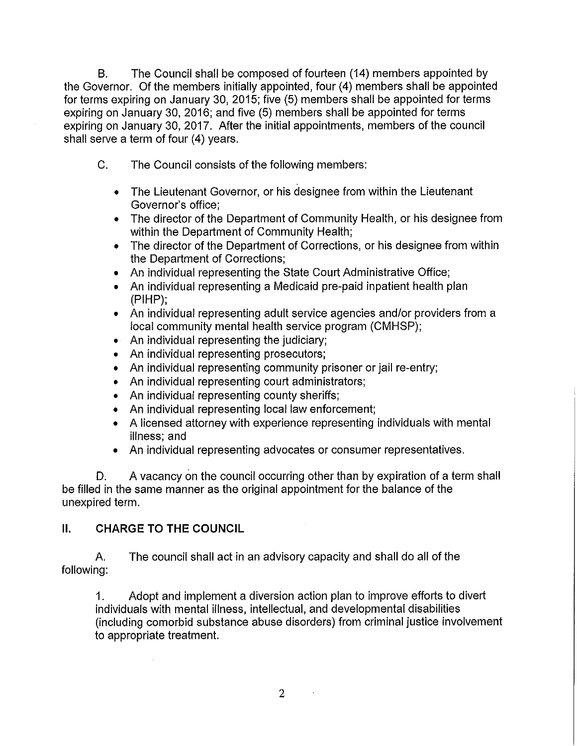B. The Council shall be composed of fourteen (14) members appointed by the Governor. Of the members initially appointed, four (4) members shall be appointed for terms expiring on January 30, 2015; five (5) members shall be appointed for terms expiring on January 30, 2016; and five (5) members shall be appointed for terms expiring on January 30, 2017. After the initial appointments, members of the council shall serve a term of four (4) years.

C. The Council consists of the following members:

- The Lieutenant Governor, or his designee from within the Lieutenant Governor's office;
- The director of the Department of Community Health, or his designee from within the Department of Community Health;
- The director of the Department of Corrections, or his designee from within the Department of Corrections;
- An individual representing the State Court Administrative Office;
- An individual representing a Medicaid pre-paid inpatient health plan (PIHP);
- An individual representing adult service agencies and/or providers from a local community mental health service program (CMHSP);
- An individual representing the judiciary;
- An individual representing prosecutors;
- An individual representing community prisoner or jail re-entry;
- An individual representing court administrators;
- An individual representing county sheriffs;
- An individual representing local law enforcement;
- A licensed attorney with experience representing individuals with mental illness; and
- An individual representing advocates or consumer representatives.

D. A vacancy on the council occurring other than by expiration of a term shall be filled in the same manner as the original appointment for the balance of the unexpired term.

## II. CHARGE TO THE COUNCIL

A. The council shall act in an advisory capacity and shall do all of the following:

1. Adopt and implement a diversion action plan to improve efforts to divert individuals with mental illness, intellectual, and developmental disabilities (including comorbid substance abuse disorders) from criminal justice involvement to appropriate treatment.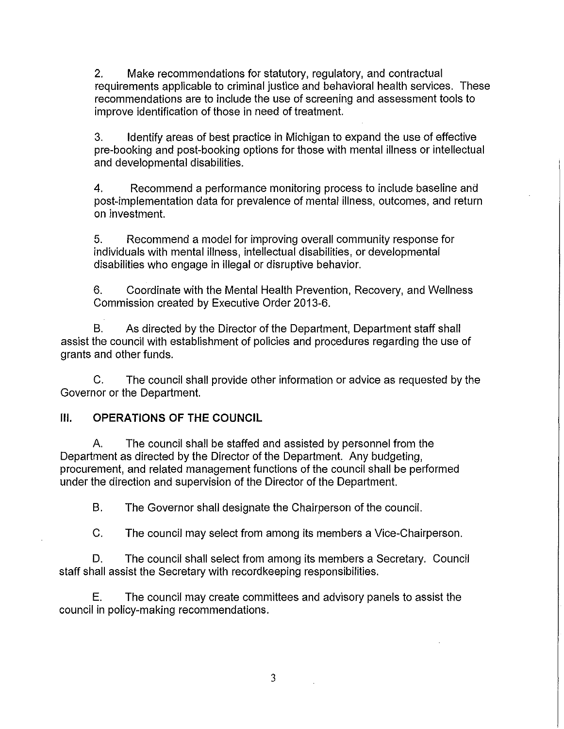2. Make recommendations for statutory, regulatory, and contractual requirements applicable to criminal justice and behavioral health services. These recommendations are to include the use of screening and assessment tools to improve identification of those in need of treatment.

3. Identify areas of best practice in Michigan to expand the use of effective pre-booking and post-booking options for those with mental illness or intellectual and developmental disabilities.

4. Recommend a performance monitoring process to include baseline and post-implementation data for prevalence of mental illness, outcomes, and return on investment.

5. Recommend a model for improving overall community response for individuals with mental illness, intellectual disabilities, or developmental disabilities who engage in illegal or disruptive behavior.

6. Coordinate with the Mental Health Prevention, Recovery, and Wellness Commission created by Executive Order 2013-6.

B. As directed by the Director of the Department, Department staff shall assist the council with establishment of policies and procedures regarding the use of grants and other funds.

C. The council shall provide other information or advice as requested by the Governor or the Department.

## III. OPERATIONS OF THE COUNCIL

A. The council shall be staffed and assisted by personnel from the Department as directed by the Director of the Department. Any budgeting, procurement, and related management functions of the council shall be performed under the direction and supervision of the Director of the Department.

B. The Governor shall designate the Chairperson of the council.

C. The council may select from among its members a Vice-Chairperson.

D. The council shall select from among its members a Secretary. Council staff shall assist the Secretary with recordkeeping responsibilities.

E. The council may create committees and advisory panels to assist the council in policy-making recommendations.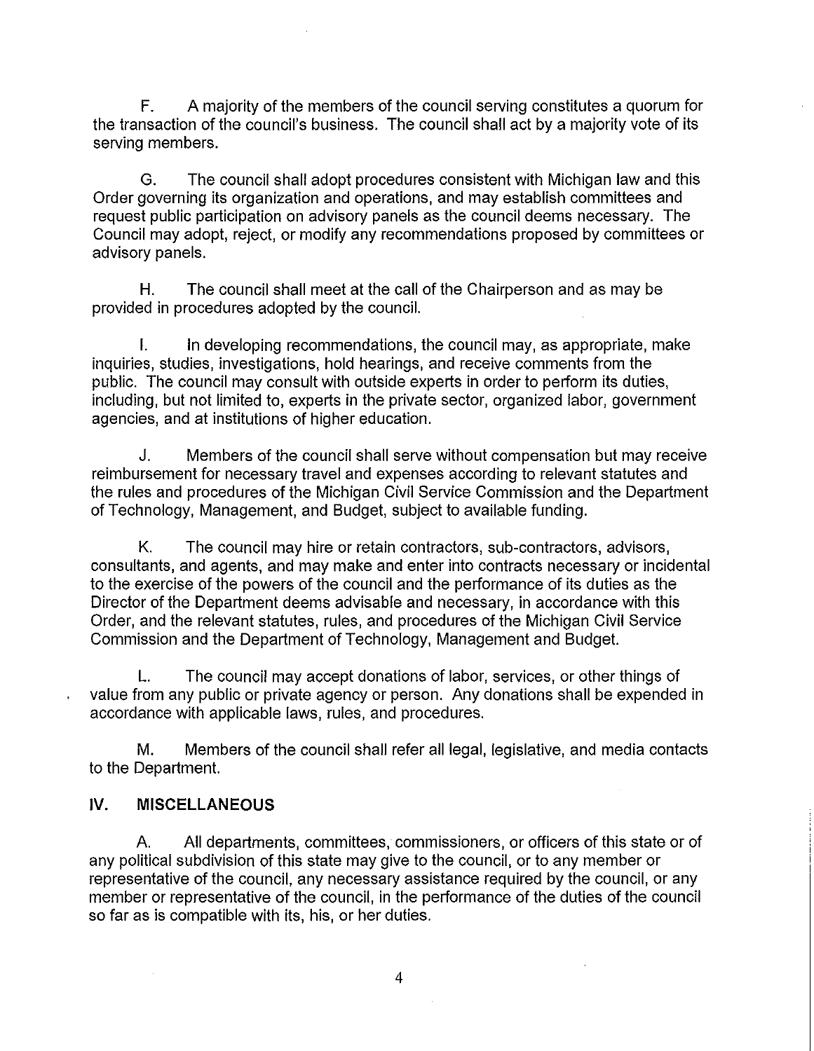F. A majority of the members of the council serving constitutes a quorum for the transaction of the council's business. The council shall act by a majority vote of its serving members.

G. The council shall adopt procedures consistent with Michigan law and this Order governing its organization and operations, and may establish committees and request public participation on advisory panels as the council deems necessary. The Council may adopt, reject, or modify any recommendations proposed by committees or advisory panels.

H. The council shall meet at the call of the Chairperson and as may be provided in procedures adopted by the council.

I. In developing recommendations, the council may, as appropriate, make inquiries, studies, investigations, hold hearings, and receive comments from the public. The council may consult with outside experts in order to perform its duties, including, but not limited to, experts in the private sector, organized labor, government agencies, and at institutions of higher education.

J. Members of the council shall serve without compensation but may receive reimbursement for necessary travel and expenses according to relevant statutes and the rules and procedures of the Michigan Civil Service Commission and the Department of Technology, Management, and Budget, subject to available funding.

K. The council may hire or retain contractors, sub-contractors, advisors, consultants, and agents, and may make and enter into contracts necessary or incidental to the exercise of the powers of the council and the performance of its duties as the Director of the Department deems advisable and necessary, in accordance with this Order, and the relevant statutes, rules, and procedures of the Michigan Civil Service Commission and the Department of Technology, Management and Budget.

L. The council may accept donations of labor, services, or other things of value from any public or private agency or person. Any donations shall be expended in accordance with applicable laws, rules, and procedures.

M. Members of the council shall refer all legal, legislative, and media contacts to the Department.

## IV. MISCELLANEOUS

A. All departments, committees, commissioners, or officers of this state or of any political subdivision of this state may give to the council, or to any member or representative of the council, any necessary assistance required by the council, or any member or representative of the council, in the performance of the duties of the council so far as is compatible with its, his, or her duties.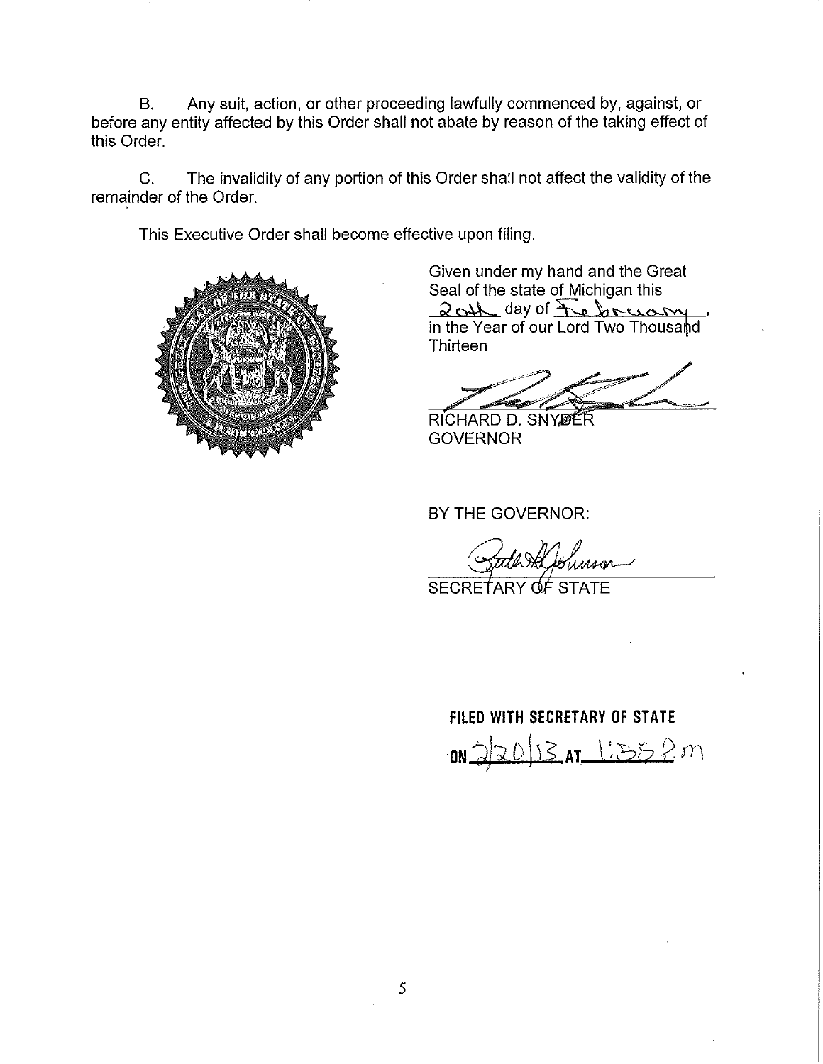B. Any suit, action, or other proceeding lawfully commenced by, against, or before any entity affected by this Order shall not abate by reason of the taking effect of this Order.

C. The invalidity of any portion of this Order shall not affect the validity of the remainder of the Order.

This Executive Order shall become effective upon filing.

Given under my hand and the Great Seal of the state of Michigan this 20th day of February, in the Year of our Lord Two Thousand Thirteen

RICHARD D. SNYDER
GOVERNOR

BY THE GOVERNOR:

SECRETARY OF STATE

**FILED WITH SECRETARY OF STATE**

**ON** 2/20/13 **AT** 1:55 P.m